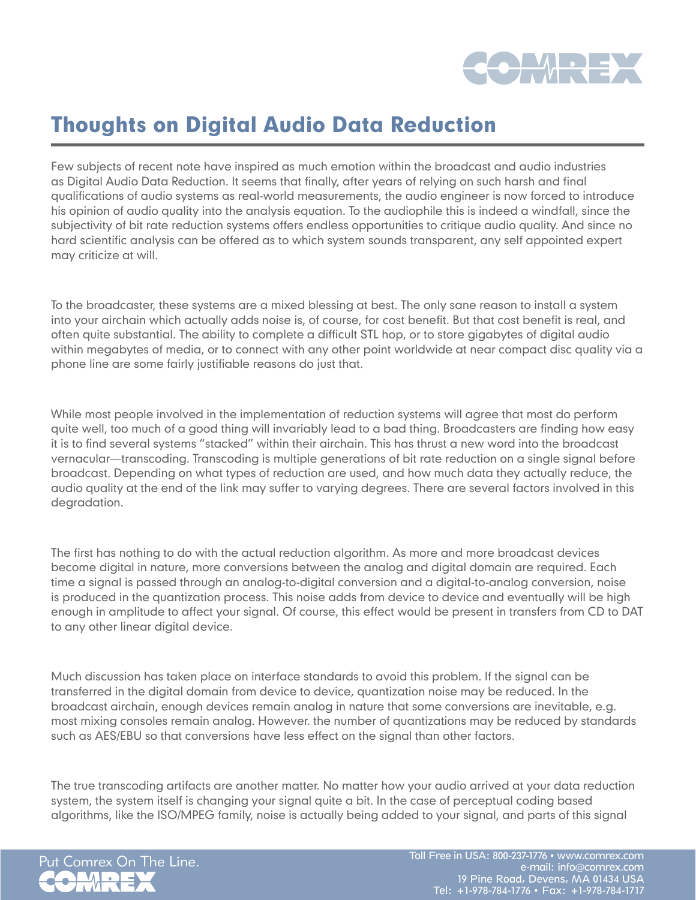# Thoughts on Digital Audio Data Reduction

Few subjects of recent note have inspired as much emotion within the broadcast and audio industries as Digital Audio Data Reduction. It seems that finally, after years of relying on such harsh and final qualifications of audio systems as real-world measurements, the audio engineer is now forced to introduce his opinion of audio quality into the analysis equation. To the audiophile this is indeed a windfall, since the subjectivity of bit rate reduction systems offers endless opportunities to critique audio quality. And since no hard scientific analysis can be offered as to which system sounds transparent, any self appointed expert may criticize at will.

To the broadcaster, these systems are a mixed blessing at best. The only sane reason to install a system into your airchain which actually adds noise is, of course, for cost benefit. But that cost benefit is real, and often quite substantial. The ability to complete a difficult STL hop, or to store gigabytes of digital audio within megabytes of media, or to connect with any other point worldwide at near compact disc quality via a phone line are some fairly justifiable reasons do just that.

While most people involved in the implementation of reduction systems will agree that most do perform quite well, too much of a good thing will invariably lead to a bad thing. Broadcasters are finding how easy it is to find several systems "stacked" within their airchain. This has thrust a new word into the broadcast vernacular—transcoding. Transcoding is multiple generations of bit rate reduction on a single signal before broadcast. Depending on what types of reduction are used, and how much data they actually reduce, the audio quality at the end of the link may suffer to varying degrees. There are several factors involved in this degradation.

The first has nothing to do with the actual reduction algorithm. As more and more broadcast devices become digital in nature, more conversions between the analog and digital domain are required. Each time a signal is passed through an analog-to-digital conversion and a digital-to-analog conversion, noise is produced in the quantization process. This noise adds from device to device and eventually will be high enough in amplitude to affect your signal. Of course, this effect would be present in transfers from CD to DAT to any other linear digital device.

Much discussion has taken place on interface standards to avoid this problem. If the signal can be transferred in the digital domain from device to device, quantization noise may be reduced. In the broadcast airchain, enough devices remain analog in nature that some conversions are inevitable, e.g. most mixing consoles remain analog. However. the number of quantizations may be reduced by standards such as AES/EBU so that conversions have less effect on the signal than other factors.

The true transcoding artifacts are another matter. No matter how your audio arrived at your data reduction system, the system itself is changing your signal quite a bit. In the case of perceptual coding based algorithms, like the ISO/MPEG family, noise is actually being added to your signal, and parts of this signal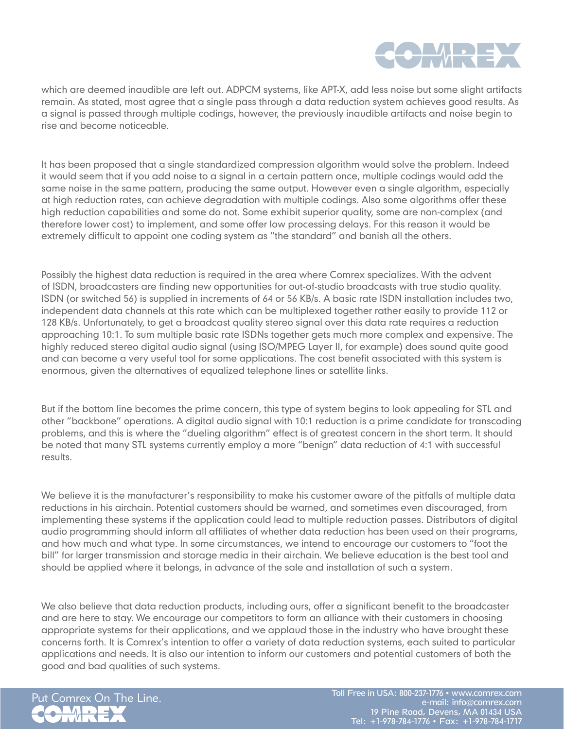which are deemed inaudible are left out. ADPCM systems, like APT-X, add less noise but some slight artifacts remain. As stated, most agree that a single pass through a data reduction system achieves good results. As a signal is passed through multiple codings, however, the previously inaudible artifacts and noise begin to rise and become noticeable.

It has been proposed that a single standardized compression algorithm would solve the problem. Indeed it would seem that if you add noise to a signal in a certain pattern once, multiple codings would add the same noise in the same pattern, producing the same output. However even a single algorithm, especially at high reduction rates, can achieve degradation with multiple codings. Also some algorithms offer these high reduction capabilities and some do not. Some exhibit superior quality, some are non-complex (and therefore lower cost) to implement, and some offer low processing delays. For this reason it would be extremely difficult to appoint one coding system as "the standard" and banish all the others.

Possibly the highest data reduction is required in the area where Comrex specializes. With the advent of ISDN, broadcasters are finding new opportunities for out-of-studio broadcasts with true studio quality. ISDN (or switched 56) is supplied in increments of 64 or 56 KB/s. A basic rate ISDN installation includes two, independent data channels at this rate which can be multiplexed together rather easily to provide 112 or 128 KB/s. Unfortunately, to get a broadcast quality stereo signal over this data rate requires a reduction approaching 10:1. To sum multiple basic rate ISDNs together gets much more complex and expensive. The highly reduced stereo digital audio signal (using ISO/MPEG Layer II, for example) does sound quite good and can become a very useful tool for some applications. The cost benefit associated with this system is enormous, given the alternatives of equalized telephone lines or satellite links.

But if the bottom line becomes the prime concern, this type of system begins to look appealing for STL and other "backbone" operations. A digital audio signal with 10:1 reduction is a prime candidate for transcoding problems, and this is where the "dueling algorithm" effect is of greatest concern in the short term. It should be noted that many STL systems currently employ a more "benign" data reduction of 4:1 with successful results.

We believe it is the manufacturer's responsibility to make his customer aware of the pitfalls of multiple data reductions in his airchain. Potential customers should be warned, and sometimes even discouraged, from implementing these systems if the application could lead to multiple reduction passes. Distributors of digital audio programming should inform all affiliates of whether data reduction has been used on their programs, and how much and what type. In some circumstances, we intend to encourage our customers to "foot the bill" for larger transmission and storage media in their airchain. We believe education is the best tool and should be applied where it belongs, in advance of the sale and installation of such a system.

We also believe that data reduction products, including ours, offer a significant benefit to the broadcaster and are here to stay. We encourage our competitors to form an alliance with their customers in choosing appropriate systems for their applications, and we applaud those in the industry who have brought these concerns forth. It is Comrex's intention to offer a variety of data reduction systems, each suited to particular applications and needs. It is also our intention to inform our customers and potential customers of both the good and bad qualities of such systems.

Put Comrex On The Line.

Toll Free in USA: 800-237-1776 • www.comrex.com
e-mail: info@comrex.com
19 Pine Road, Devens, MA 01434 USA
Tel: +1-978-784-1776 • Fax: +1-978-784-1717